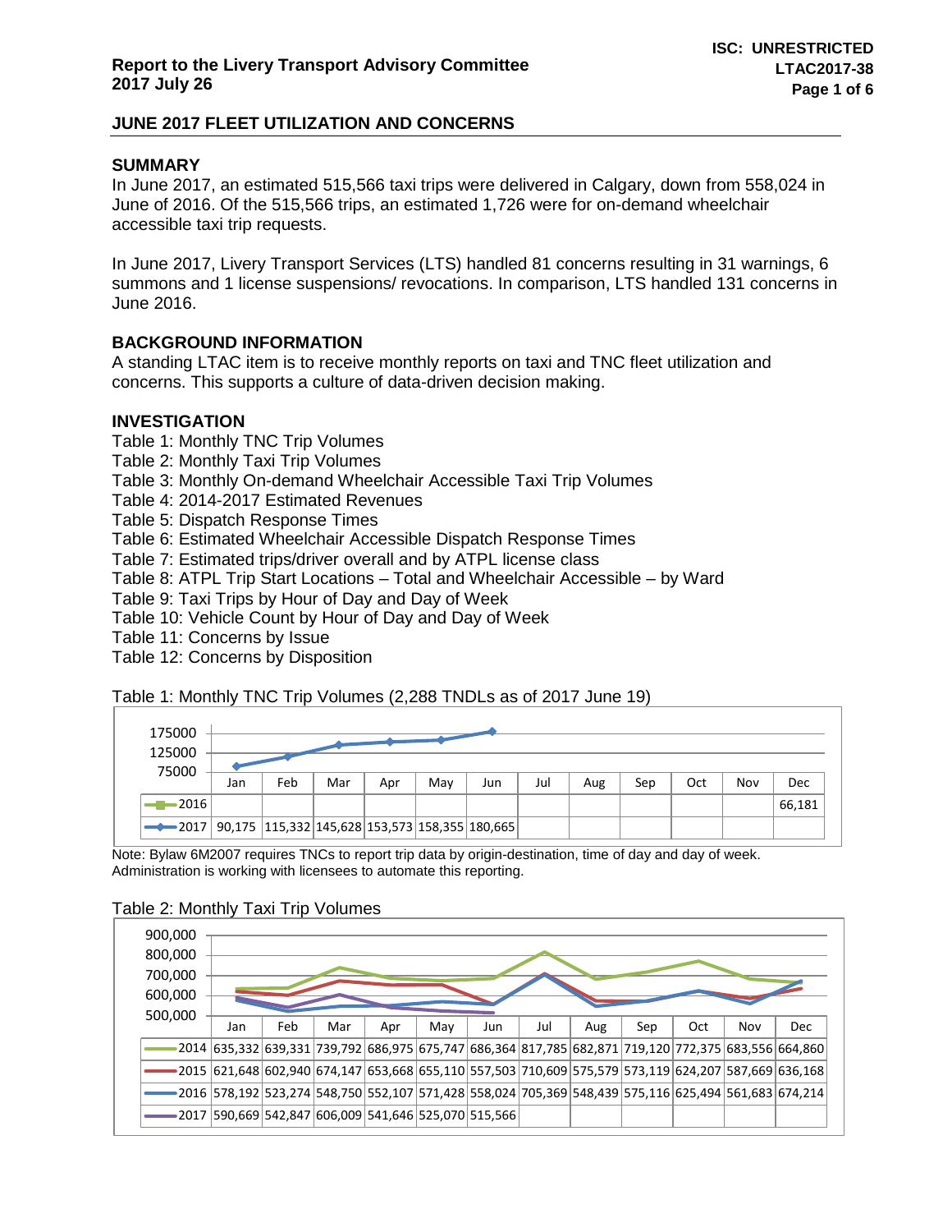## JUNE 2017 FLEET UTILIZATION AND CONCERNS

### SUMMARY

In June 2017, an estimated 515,566 taxi trips were delivered in Calgary, down from 558,024 in June of 2016. Of the 515,566 trips, an estimated 1,726 were for on-demand wheelchair accessible taxi trip requests.

In June 2017, Livery Transport Services (LTS) handled 81 concerns resulting in 31 warnings, 6 summons and 1 license suspensions/ revocations. In comparison, LTS handled 131 concerns in June 2016.

### BACKGROUND INFORMATION

A standing LTAC item is to receive monthly reports on taxi and TNC fleet utilization and concerns. This supports a culture of data-driven decision making.

### INVESTIGATION

Table 1: Monthly TNC Trip Volumes
Table 2: Monthly Taxi Trip Volumes
Table 3: Monthly On-demand Wheelchair Accessible Taxi Trip Volumes
Table 4: 2014-2017 Estimated Revenues
Table 5: Dispatch Response Times
Table 6: Estimated Wheelchair Accessible Dispatch Response Times
Table 7: Estimated trips/driver overall and by ATPL license class
Table 8: ATPL Trip Start Locations – Total and Wheelchair Accessible – by Ward
Table 9: Taxi Trips by Hour of Day and Day of Week
Table 10: Vehicle Count by Hour of Day and Day of Week
Table 11: Concerns by Issue
Table 12: Concerns by Disposition

Table 1: Monthly TNC Trip Volumes (2,288 TNDLs as of 2017 June 19)

175000
125000
75000

| | Jan | Feb | Mar | Apr | May | Jun | Jul | Aug | Sep | Oct | Nov | Dec |
|---|---|---|---|---|---|---|---|---|---|---|---|---|
| 2016 | | | | | | | | | | | | 66,181 |
| 2017 | 90,175 | 115,332 | 145,628 | 153,573 | 158,355 | 180,665 | | | | | | |

Note: Bylaw 6M2007 requires TNCs to report trip data by origin-destination, time of day and day of week. Administration is working with licensees to automate this reporting.

Table 2: Monthly Taxi Trip Volumes

900,000
800,000
700,000
600,000
500,000

| | Jan | Feb | Mar | Apr | May | Jun | Jul | Aug | Sep | Oct | Nov | Dec |
|---|---|---|---|---|---|---|---|---|---|---|---|---|
| 2014 | 635,332 | 639,331 | 739,792 | 686,975 | 675,747 | 686,364 | 817,785 | 682,871 | 719,120 | 772,375 | 683,556 | 664,860 |
| 2015 | 621,648 | 602,940 | 674,147 | 653,668 | 655,110 | 557,503 | 710,609 | 575,579 | 573,119 | 624,207 | 587,669 | 636,168 |
| 2016 | 578,192 | 523,274 | 548,750 | 552,107 | 571,428 | 558,024 | 705,369 | 548,439 | 575,116 | 625,494 | 561,683 | 674,214 |
| 2017 | 590,669 | 542,847 | 606,009 | 541,646 | 525,070 | 515,566 | | | | | | |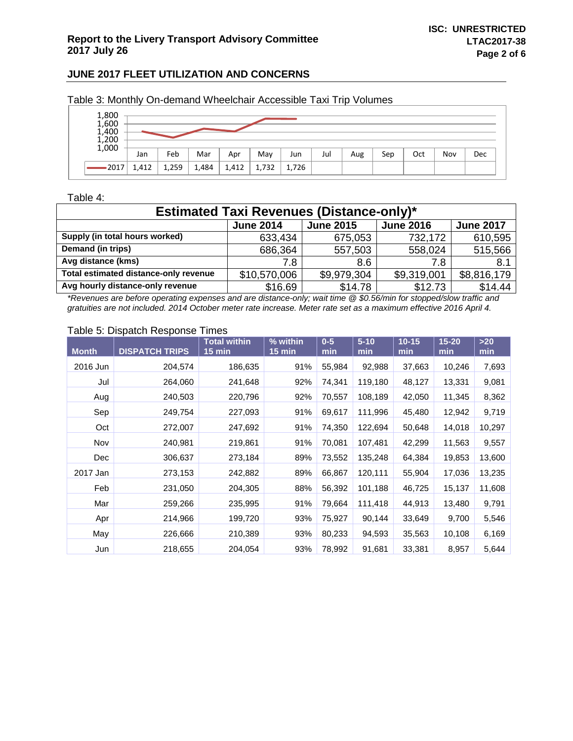## JUNE 2017 FLEET UTILIZATION AND CONCERNS

Table 3: Monthly On-demand Wheelchair Accessible Taxi Trip Volumes

1,800
1,600
1,400
1,200
1,000

Jan Feb Mar Apr May Jun Jul Aug Sep Oct Nov Dec

2017 1,412 1,259 1,484 1,412 1,732 1,726

Table 4:

| Estimated Taxi Revenues (Distance-only)* | | | | |
|---|---|---|---|---|
| | June 2014 | June 2015 | June 2016 | June 2017 |
| **Supply (in total hours worked)** | 633,434 | 675,053 | 732,172 | 610,595 |
| **Demand (in trips)** | 686,364 | 557,503 | 558,024 | 515,566 |
| **Avg distance (kms)** | 7.8 | 8.6 | 7.8 | 8.1 |
| **Total estimated distance-only revenue** | $10,570,006 | $9,979,304 | $9,319,001 | $8,816,179 |
| **Avg hourly distance-only revenue** | $16.69 | $14.78 | $12.73 | $14.44 |

*\*Revenues are before operating expenses and are distance-only; wait time @ $0.56/min for stopped/slow traffic and gratuities are not included. 2014 October meter rate increase. Meter rate set as a maximum effective 2016 April 4.*

Table 5: Dispatch Response Times

| Month | DISPATCH TRIPS | Total within 15 min | % within 15 min | 0-5 min | 5-10 min | 10-15 min | 15-20 min | >20 min |
|---|---|---|---|---|---|---|---|---|
| 2016 Jun | 204,574 | 186,635 | 91% | 55,984 | 92,988 | 37,663 | 10,246 | 7,693 |
| Jul | 264,060 | 241,648 | 92% | 74,341 | 119,180 | 48,127 | 13,331 | 9,081 |
| Aug | 240,503 | 220,796 | 92% | 70,557 | 108,189 | 42,050 | 11,345 | 8,362 |
| Sep | 249,754 | 227,093 | 91% | 69,617 | 111,996 | 45,480 | 12,942 | 9,719 |
| Oct | 272,007 | 247,692 | 91% | 74,350 | 122,694 | 50,648 | 14,018 | 10,297 |
| Nov | 240,981 | 219,861 | 91% | 70,081 | 107,481 | 42,299 | 11,563 | 9,557 |
| Dec | 306,637 | 273,184 | 89% | 73,552 | 135,248 | 64,384 | 19,853 | 13,600 |
| 2017 Jan | 273,153 | 242,882 | 89% | 66,867 | 120,111 | 55,904 | 17,036 | 13,235 |
| Feb | 231,050 | 204,305 | 88% | 56,392 | 101,188 | 46,725 | 15,137 | 11,608 |
| Mar | 259,266 | 235,995 | 91% | 79,664 | 111,418 | 44,913 | 13,480 | 9,791 |
| Apr | 214,966 | 199,720 | 93% | 75,927 | 90,144 | 33,649 | 9,700 | 5,546 |
| May | 226,666 | 210,389 | 93% | 80,233 | 94,593 | 35,563 | 10,108 | 6,169 |
| Jun | 218,655 | 204,054 | 93% | 78,992 | 91,681 | 33,381 | 8,957 | 5,644 |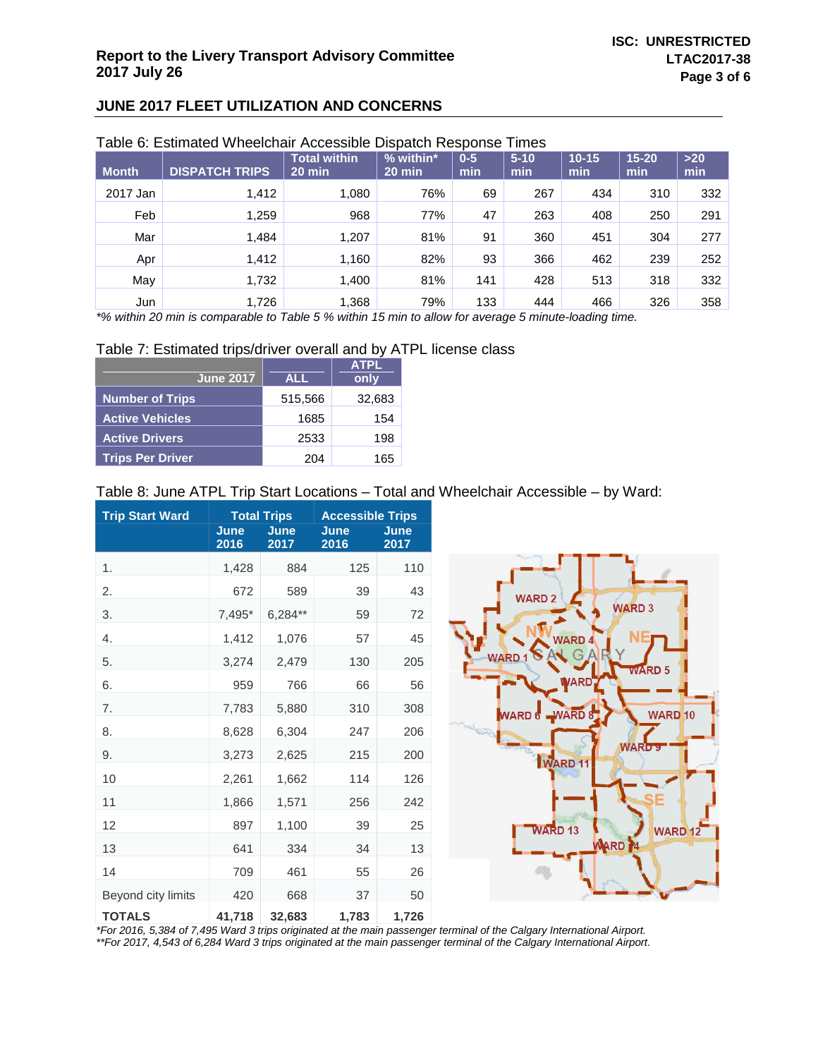## JUNE 2017 FLEET UTILIZATION AND CONCERNS

Table 6: Estimated Wheelchair Accessible Dispatch Response Times

| Month | DISPATCH TRIPS | Total within 20 min | % within* 20 min | 0-5 min | 5-10 min | 10-15 min | 15-20 min | >20 min |
|---|---|---|---|---|---|---|---|---|
| 2017 Jan | 1,412 | 1,080 | 76% | 69 | 267 | 434 | 310 | 332 |
| Feb | 1,259 | 968 | 77% | 47 | 263 | 408 | 250 | 291 |
| Mar | 1,484 | 1,207 | 81% | 91 | 360 | 451 | 304 | 277 |
| Apr | 1,412 | 1,160 | 82% | 93 | 366 | 462 | 239 | 252 |
| May | 1,732 | 1,400 | 81% | 141 | 428 | 513 | 318 | 332 |
| Jun | 1,726 | 1,368 | 79% | 133 | 444 | 466 | 326 | 358 |

*\*% within 20 min is comparable to Table 5 % within 15 min to allow for average 5 minute-loading time.*

Table 7: Estimated trips/driver overall and by ATPL license class

| June 2017 | ALL | ATPL only |
|---|---|---|
| Number of Trips | 515,566 | 32,683 |
| Active Vehicles | 1685 | 154 |
| Active Drivers | 2533 | 198 |
| Trips Per Driver | 204 | 165 |

Table 8: June ATPL Trip Start Locations – Total and Wheelchair Accessible – by Ward:

| Trip Start Ward | Total Trips | | Accessible Trips | |
|---|---|---|---|---|
| | June 2016 | June 2017 | June 2016 | June 2017 |
| 1. | 1,428 | 884 | 125 | 110 |
| 2. | 672 | 589 | 39 | 43 |
| 3. | 7,495* | 6,284** | 59 | 72 |
| 4. | 1,412 | 1,076 | 57 | 45 |
| 5. | 3,274 | 2,479 | 130 | 205 |
| 6. | 959 | 766 | 66 | 56 |
| 7. | 7,783 | 5,880 | 310 | 308 |
| 8. | 8,628 | 6,304 | 247 | 206 |
| 9. | 3,273 | 2,625 | 215 | 200 |
| 10 | 2,261 | 1,662 | 114 | 126 |
| 11 | 1,866 | 1,571 | 256 | 242 |
| 12 | 897 | 1,100 | 39 | 25 |
| 13 | 641 | 334 | 34 | 13 |
| 14 | 709 | 461 | 55 | 26 |
| Beyond city limits | 420 | 668 | 37 | 50 |
| **TOTALS** | **41,718** | **32,683** | **1,783** | **1,726** |

WARD 2
WARD 3
NW
WARD 4
NE
WARD 1
CALGARY
WARD 5
WARD 7
WARD 6
WARD 8
WARD 10
WARD 9
WARD 11
SE
WARD 13
WARD 12
WARD 14

*\*For 2016, 5,384 of 7,495 Ward 3 trips originated at the main passenger terminal of the Calgary International Airport.*
*\*\*For 2017, 4,543 of 6,284 Ward 3 trips originated at the main passenger terminal of the Calgary International Airport.*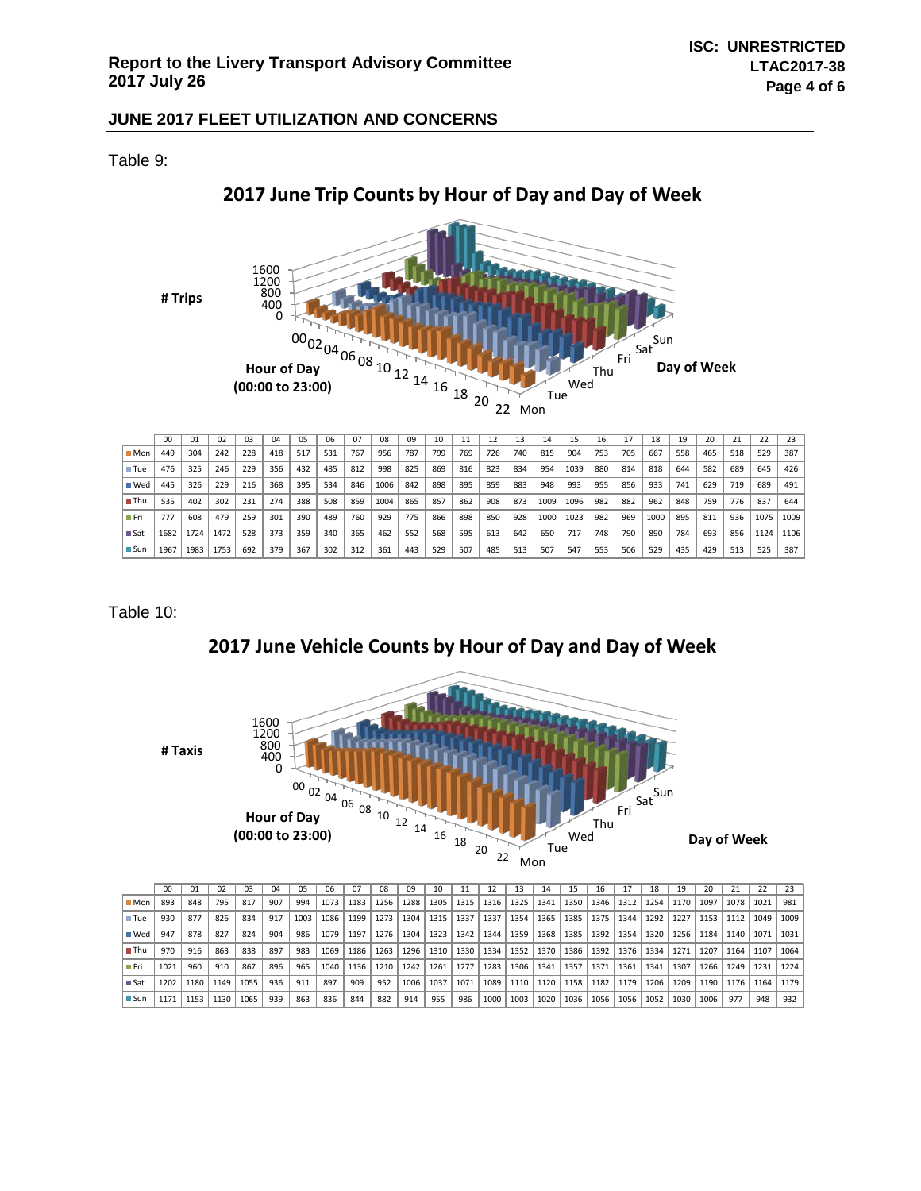# JUNE 2017 FLEET UTILIZATION AND CONCERNS

Table 9:

2017 June Trip Counts by Hour of Day and Day of Week

# Trips

1600
1200
800
400
0

Hour of Day
(00:00 to 23:00)

00 02 04 06 08 10 12 14 16 18 20 22

Day of Week

Mon Tue Wed Thu Fri Sat Sun

| | 00 | 01 | 02 | 03 | 04 | 05 | 06 | 07 | 08 | 09 | 10 | 11 | 12 | 13 | 14 | 15 | 16 | 17 | 18 | 19 | 20 | 21 | 22 | 23 |
|---|---|---|---|---|---|---|---|---|---|---|---|---|---|---|---|---|---|---|---|---|---|---|---|---|
| Mon | 449 | 304 | 242 | 228 | 418 | 517 | 531 | 767 | 956 | 787 | 799 | 769 | 726 | 740 | 815 | 904 | 753 | 705 | 667 | 558 | 465 | 518 | 529 | 387 |
| Tue | 476 | 325 | 246 | 229 | 356 | 432 | 485 | 812 | 998 | 825 | 869 | 816 | 823 | 834 | 954 | 1039 | 880 | 814 | 818 | 644 | 582 | 689 | 645 | 426 |
| Wed | 445 | 326 | 229 | 216 | 368 | 395 | 534 | 846 | 1006 | 842 | 898 | 895 | 859 | 883 | 948 | 993 | 955 | 856 | 933 | 741 | 629 | 719 | 689 | 491 |
| Thu | 535 | 402 | 302 | 231 | 274 | 388 | 508 | 859 | 1004 | 865 | 857 | 862 | 908 | 873 | 1009 | 1096 | 982 | 882 | 962 | 848 | 759 | 776 | 837 | 644 |
| Fri | 777 | 608 | 479 | 259 | 301 | 390 | 489 | 760 | 929 | 775 | 866 | 898 | 850 | 928 | 1000 | 1023 | 982 | 969 | 1000 | 895 | 811 | 936 | 1075 | 1009 |
| Sat | 1682 | 1724 | 1472 | 528 | 373 | 359 | 340 | 365 | 462 | 552 | 568 | 595 | 613 | 642 | 650 | 717 | 748 | 790 | 890 | 784 | 693 | 856 | 1124 | 1106 |
| Sun | 1967 | 1983 | 1753 | 692 | 379 | 367 | 302 | 312 | 361 | 443 | 529 | 507 | 485 | 513 | 507 | 547 | 553 | 506 | 529 | 435 | 429 | 513 | 525 | 387 |

Table 10:

2017 June Vehicle Counts by Hour of Day and Day of Week

# Taxis

1600
1200
800
400
0

Hour of Day
(00:00 to 23:00)

00 02 04 06 08 10 12 14 16 18 20 22

Day of Week

Mon Tue Wed Thu Fri Sat Sun

| | 00 | 01 | 02 | 03 | 04 | 05 | 06 | 07 | 08 | 09 | 10 | 11 | 12 | 13 | 14 | 15 | 16 | 17 | 18 | 19 | 20 | 21 | 22 | 23 |
|---|---|---|---|---|---|---|---|---|---|---|---|---|---|---|---|---|---|---|---|---|---|---|---|---|
| Mon | 893 | 848 | 795 | 817 | 907 | 994 | 1073 | 1183 | 1256 | 1288 | 1305 | 1315 | 1316 | 1325 | 1341 | 1350 | 1346 | 1312 | 1254 | 1170 | 1097 | 1078 | 1021 | 981 |
| Tue | 930 | 877 | 826 | 834 | 917 | 1003 | 1086 | 1199 | 1273 | 1304 | 1315 | 1337 | 1337 | 1354 | 1365 | 1385 | 1375 | 1344 | 1292 | 1227 | 1153 | 1112 | 1049 | 1009 |
| Wed | 947 | 878 | 827 | 824 | 904 | 986 | 1079 | 1197 | 1276 | 1304 | 1323 | 1342 | 1344 | 1359 | 1368 | 1385 | 1392 | 1354 | 1320 | 1256 | 1184 | 1140 | 1071 | 1031 |
| Thu | 970 | 916 | 863 | 838 | 897 | 983 | 1069 | 1186 | 1263 | 1296 | 1310 | 1330 | 1334 | 1352 | 1370 | 1386 | 1392 | 1376 | 1334 | 1271 | 1207 | 1164 | 1107 | 1064 |
| Fri | 1021 | 960 | 910 | 867 | 896 | 965 | 1040 | 1136 | 1210 | 1242 | 1261 | 1277 | 1283 | 1306 | 1341 | 1357 | 1371 | 1361 | 1341 | 1307 | 1266 | 1249 | 1231 | 1224 |
| Sat | 1202 | 1180 | 1149 | 1055 | 936 | 911 | 897 | 909 | 952 | 1006 | 1037 | 1071 | 1089 | 1110 | 1120 | 1158 | 1182 | 1179 | 1206 | 1209 | 1190 | 1176 | 1164 | 1179 |
| Sun | 1171 | 1153 | 1130 | 1065 | 939 | 863 | 836 | 844 | 882 | 914 | 955 | 986 | 1000 | 1003 | 1020 | 1036 | 1056 | 1056 | 1052 | 1030 | 1006 | 977 | 948 | 932 |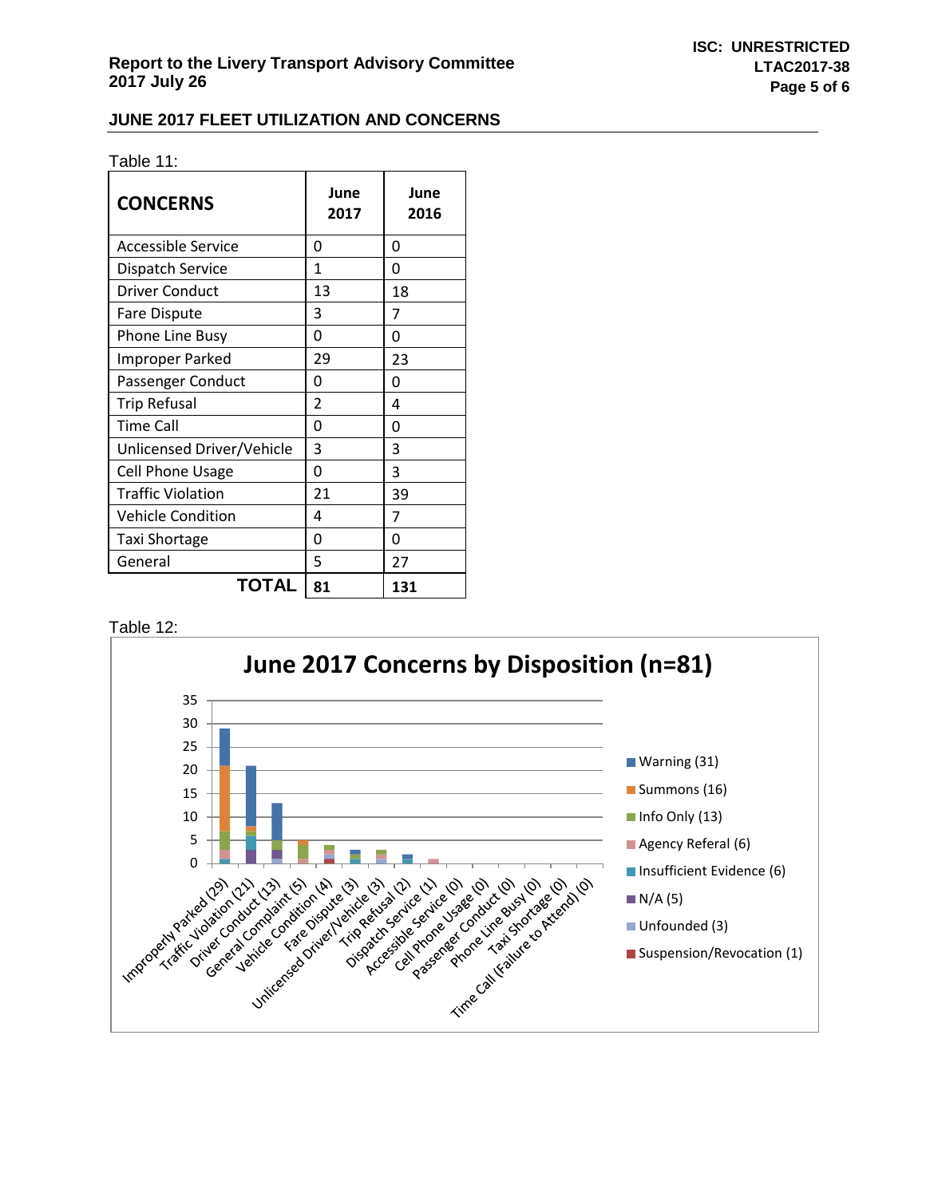## JUNE 2017 FLEET UTILIZATION AND CONCERNS

Table 11:

| CONCERNS | June 2017 | June 2016 |
|---|---|---|
| Accessible Service | 0 | 0 |
| Dispatch Service | 1 | 0 |
| Driver Conduct | 13 | 18 |
| Fare Dispute | 3 | 7 |
| Phone Line Busy | 0 | 0 |
| Improper Parked | 29 | 23 |
| Passenger Conduct | 0 | 0 |
| Trip Refusal | 2 | 4 |
| Time Call | 0 | 0 |
| Unlicensed Driver/Vehicle | 3 | 3 |
| Cell Phone Usage | 0 | 3 |
| Traffic Violation | 21 | 39 |
| Vehicle Condition | 4 | 7 |
| Taxi Shortage | 0 | 0 |
| General | 5 | 27 |
| **TOTAL** | **81** | **131** |

Table 12:

June 2017 Concerns by Disposition (n=81)

35
30
25
20
15
10
5
0

Improperly Parked (29)
Traffic Violation (21)
Driver Conduct (13)
General Complaint (5)
Vehicle Condition (4)
Fare Dispute (3)
Unlicensed Driver/Vehicle (3)
Trip Refusal (2)
Dispatch Service (1)
Accessible Service (0)
Cell Phone Usage (0)
Passenger Conduct (0)
Phone Line Busy (0)
Taxi Shortage (0)
Time Call (Failure to Attend) (0)

Warning (31)
Summons (16)
Info Only (13)
Agency Referal (6)
Insufficient Evidence (6)
N/A (5)
Unfounded (3)
Suspension/Revocation (1)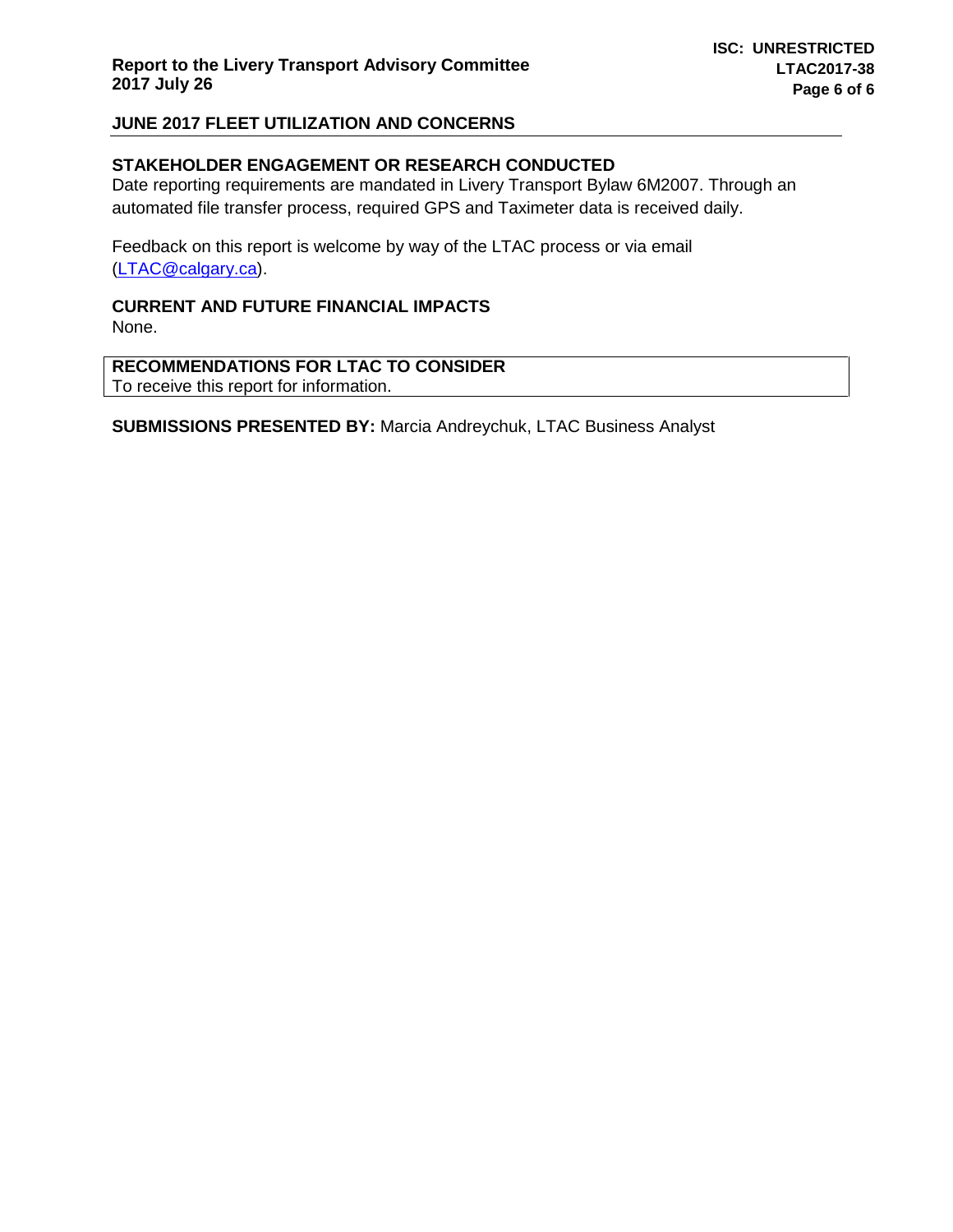## JUNE 2017 FLEET UTILIZATION AND CONCERNS

### STAKEHOLDER ENGAGEMENT OR RESEARCH CONDUCTED

Date reporting requirements are mandated in Livery Transport Bylaw 6M2007. Through an automated file transfer process, required GPS and Taximeter data is received daily.

Feedback on this report is welcome by way of the LTAC process or via email (LTAC@calgary.ca).

### CURRENT AND FUTURE FINANCIAL IMPACTS

None.

### RECOMMENDATIONS FOR LTAC TO CONSIDER

To receive this report for information.

**SUBMISSIONS PRESENTED BY:** Marcia Andreychuk, LTAC Business Analyst